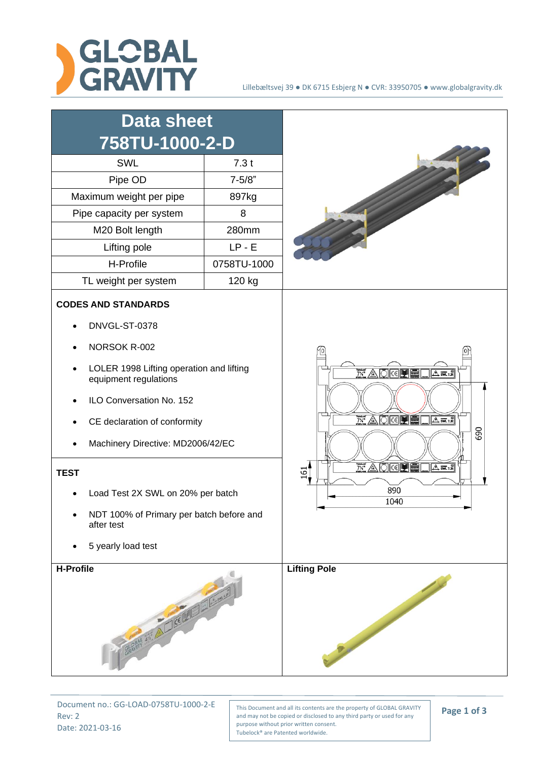# Data sheet 758TU-1000-2-D

| SWL | 7.3 t |
|---|---|
| Pipe OD | 7-5/8" |
| Maximum weight per pipe | 897kg |
| Pipe capacity per system | 8 |
| M20 Bolt length | 280mm |
| Lifting pole | LP - E |
| H-Profile | 0758TU-1000 |
| TL weight per system | 120 kg |

**CODES AND STANDARDS**

- DNVGL-ST-0378
- NORSOK R-002
- LOLER 1998 Lifting operation and lifting equipment regulations
- ILO Conversation No. 152
- CE declaration of conformity
- Machinery Directive: MD2006/42/EC

**TEST**

- Load Test 2X SWL on 20% per batch
- NDT 100% of Primary per batch before and after test
- 5 yearly load test

**H-Profile**

**Lifting Pole**

Document no.: GG-LOAD-0758TU-1000-2-E
Rev: 2
Date: 2021-03-16

This Document and all its contents are the property of GLOBAL GRAVITY and may not be copied or disclosed to any third party or used for any purpose without prior written consent.
Tubelock® are Patented worldwide.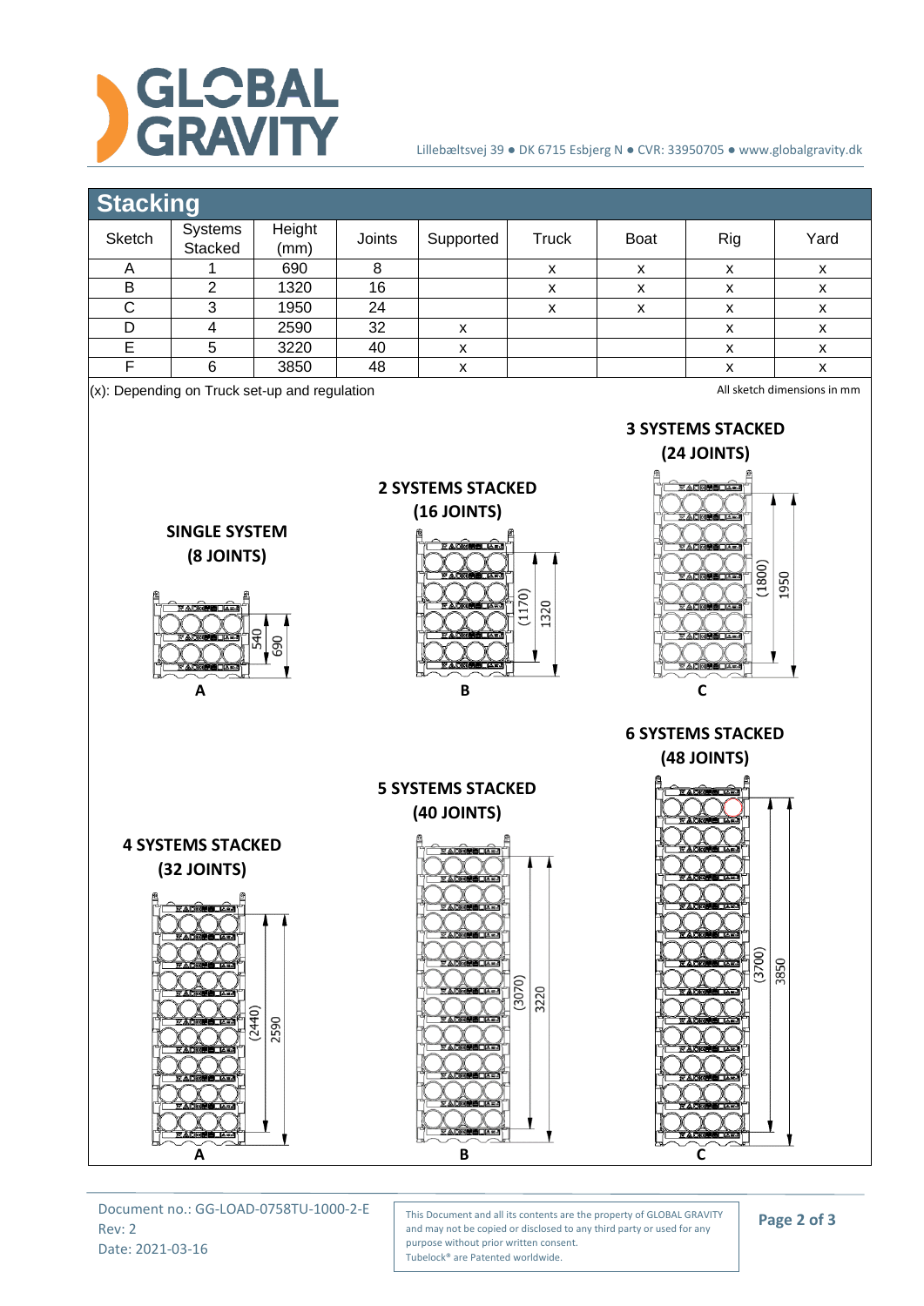## Stacking

| Sketch | Systems Stacked | Height (mm) | Joints | Supported | Truck | Boat | Rig | Yard |
|---|---|---|---|---|---|---|---|---|
| A | 1 | 690 | 8 | | x | x | x | x |
| B | 2 | 1320 | 16 | | x | x | x | x |
| C | 3 | 1950 | 24 | | x | x | x | x |
| D | 4 | 2590 | 32 | x | | | x | x |
| E | 5 | 3220 | 40 | x | | | x | x |
| F | 6 | 3850 | 48 | x | | | x | x |

(x): Depending on Truck set-up and regulation

All sketch dimensions in mm

**SINGLE SYSTEM (8 JOINTS)**

540
690

**A**

**2 SYSTEMS STACKED (16 JOINTS)**

(1170)
1320

**B**

**3 SYSTEMS STACKED (24 JOINTS)**

(1800)
1950

**C**

**4 SYSTEMS STACKED (32 JOINTS)**

(2440)
2590

**A**

**5 SYSTEMS STACKED (40 JOINTS)**

(3070)
3220

**B**

**6 SYSTEMS STACKED (48 JOINTS)**

(3700)
3850

**C**

Document no.: GG-LOAD-0758TU-1000-2-E
Rev: 2
Date: 2021-03-16

This Document and all its contents are the property of GLOBAL GRAVITY and may not be copied or disclosed to any third party or used for any purpose without prior written consent.
Tubelock® are Patented worldwide.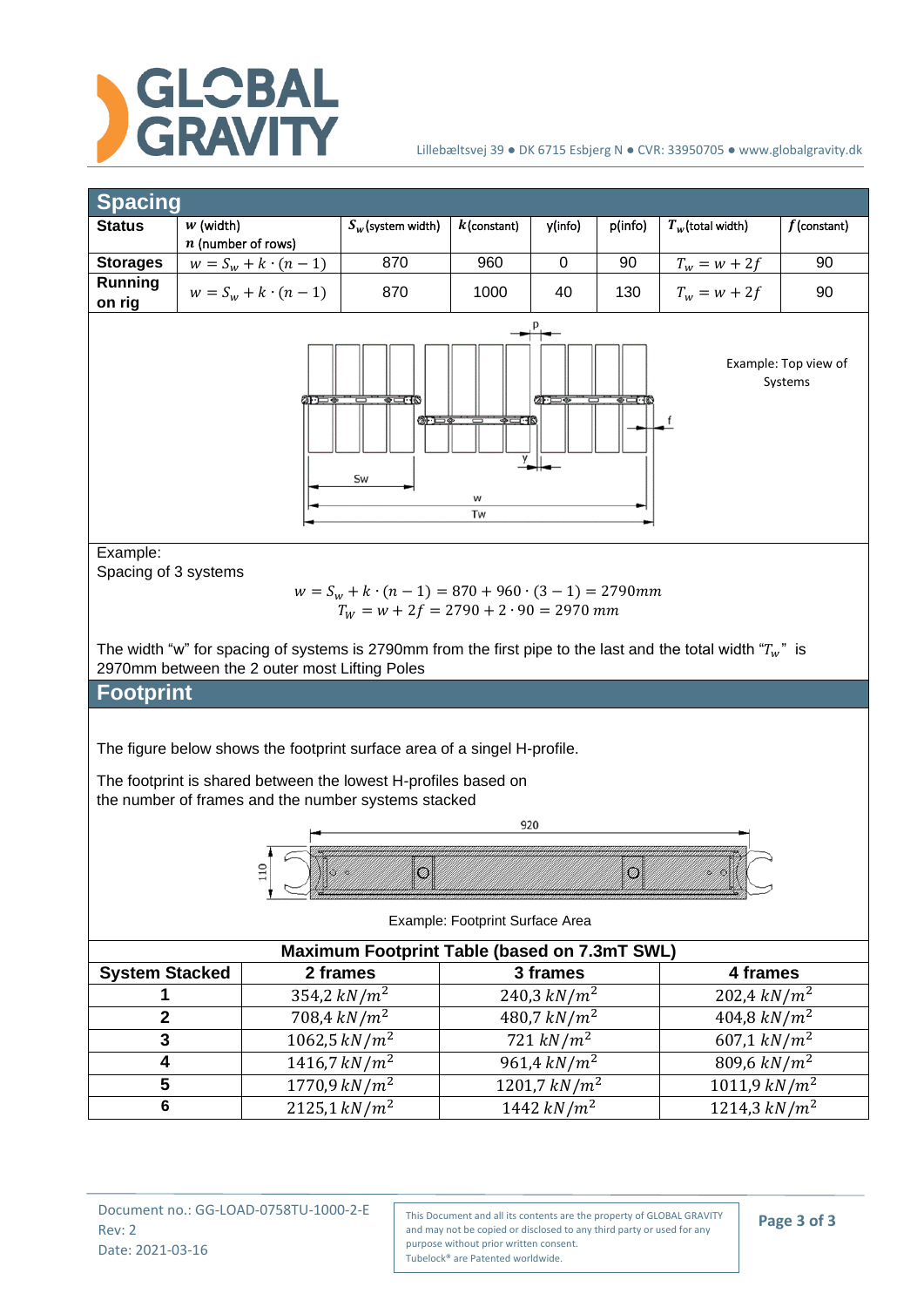## Spacing

| Status | $w$ (width) $n$ (number of rows) | $S_w$ (system width) | $k$ (constant) | y(info) | p(info) | $T_w$ (total width) | $f$ (constant) |
|---|---|---|---|---|---|---|---|
| Storages | $w = S_w + k \cdot (n-1)$ | 870 | 960 | 0 | 90 | $T_w = w + 2f$ | 90 |
| Running on rig | $w = S_w + k \cdot (n-1)$ | 870 | 1000 | 40 | 130 | $T_w = w + 2f$ | 90 |

p

f

Sw

y

w

Tw

Example: Top view of Systems

Example:
Spacing of 3 systems

$$w = S_w + k \cdot (n-1) = 870 + 960 \cdot (3-1) = 2790mm$$
$$T_W = w + 2f = 2790 + 2 \cdot 90 = 2970\ mm$$

The width "w" for spacing of systems is 2790mm from the first pipe to the last and the total width "$T_w$" is 2970mm between the 2 outer most Lifting Poles

## Footprint

The figure below shows the footprint surface area of a singel H-profile.

The footprint is shared between the lowest H-profiles based on the number of frames and the number systems stacked

920

110

Example: Footprint Surface Area

| Maximum Footprint Table (based on 7.3mT SWL) | | | |
|---|---|---|---|
| **System Stacked** | **2 frames** | **3 frames** | **4 frames** |
| 1 | $354{,}2\ kN/m^2$ | $240{,}3\ kN/m^2$ | $202{,}4\ kN/m^2$ |
| 2 | $708{,}4\ kN/m^2$ | $480{,}7\ kN/m^2$ | $404{,}8\ kN/m^2$ |
| 3 | $1062{,}5\ kN/m^2$ | $721\ kN/m^2$ | $607{,}1\ kN/m^2$ |
| 4 | $1416{,}7\ kN/m^2$ | $961{,}4\ kN/m^2$ | $809{,}6\ kN/m^2$ |
| 5 | $1770{,}9\ kN/m^2$ | $1201{,}7\ kN/m^2$ | $1011{,}9\ kN/m^2$ |
| 6 | $2125{,}1\ kN/m^2$ | $1442\ kN/m^2$ | $1214{,}3\ kN/m^2$ |